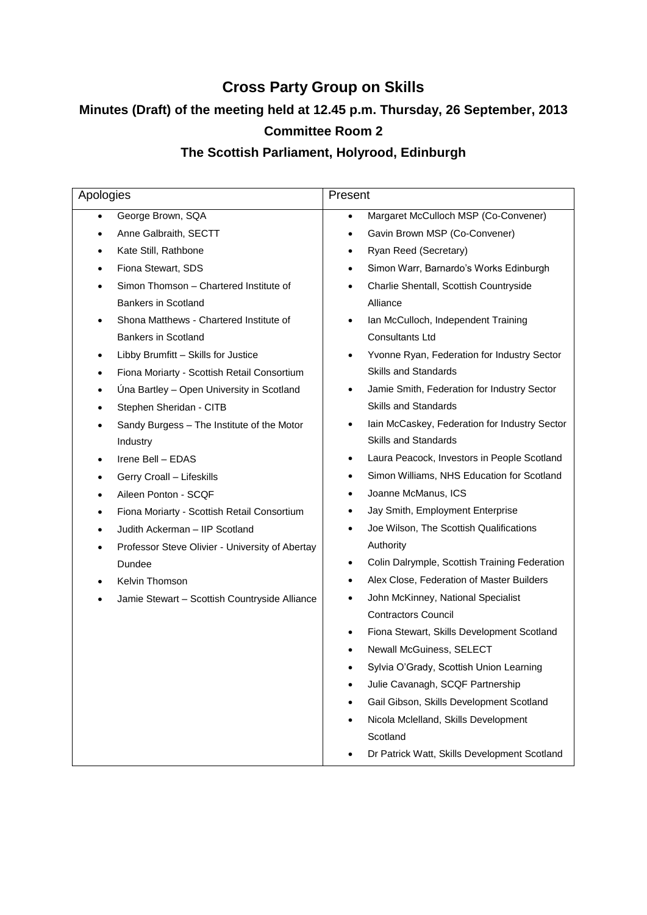# Cross Party Group on Skills

## Minutes (Draft) of the meeting held at 12.45 p.m. Thursday, 26 September, 2013

## Committee Room 2

## The Scottish Parliament, Holyrood, Edinburgh

| Apologies | Present |
|---|---|
| • George Brown, SQA<br>• Anne Galbraith, SECTT<br>• Kate Still, Rathbone<br>• Fiona Stewart, SDS<br>• Simon Thomson – Chartered Institute of Bankers in Scotland<br>• Shona Matthews - Chartered Institute of Bankers in Scotland<br>• Libby Brumfitt – Skills for Justice<br>• Fiona Moriarty - Scottish Retail Consortium<br>• Úna Bartley – Open University in Scotland<br>• Stephen Sheridan - CITB<br>• Sandy Burgess – The Institute of the Motor Industry<br>• Irene Bell – EDAS<br>• Gerry Croall – Lifeskills<br>• Aileen Ponton - SCQF<br>• Fiona Moriarty - Scottish Retail Consortium<br>• Judith Ackerman – IIP Scotland<br>• Professor Steve Olivier - University of Abertay Dundee<br>• Kelvin Thomson<br>• Jamie Stewart – Scottish Countryside Alliance | • Margaret McCulloch MSP (Co-Convener)<br>• Gavin Brown MSP (Co-Convener)<br>• Ryan Reed (Secretary)<br>• Simon Warr, Barnardo's Works Edinburgh<br>• Charlie Shentall, Scottish Countryside Alliance<br>• Ian McCulloch, Independent Training Consultants Ltd<br>• Yvonne Ryan, Federation for Industry Sector Skills and Standards<br>• Jamie Smith, Federation for Industry Sector Skills and Standards<br>• Iain McCaskey, Federation for Industry Sector Skills and Standards<br>• Laura Peacock, Investors in People Scotland<br>• Simon Williams, NHS Education for Scotland<br>• Joanne McManus, ICS<br>• Jay Smith, Employment Enterprise<br>• Joe Wilson, The Scottish Qualifications Authority<br>• Colin Dalrymple, Scottish Training Federation<br>• Alex Close, Federation of Master Builders<br>• John McKinney, National Specialist Contractors Council<br>• Fiona Stewart, Skills Development Scotland<br>• Newall McGuiness, SELECT<br>• Sylvia O'Grady, Scottish Union Learning<br>• Julie Cavanagh, SCQF Partnership<br>• Gail Gibson, Skills Development Scotland<br>• Nicola Mclelland, Skills Development Scotland<br>• Dr Patrick Watt, Skills Development Scotland |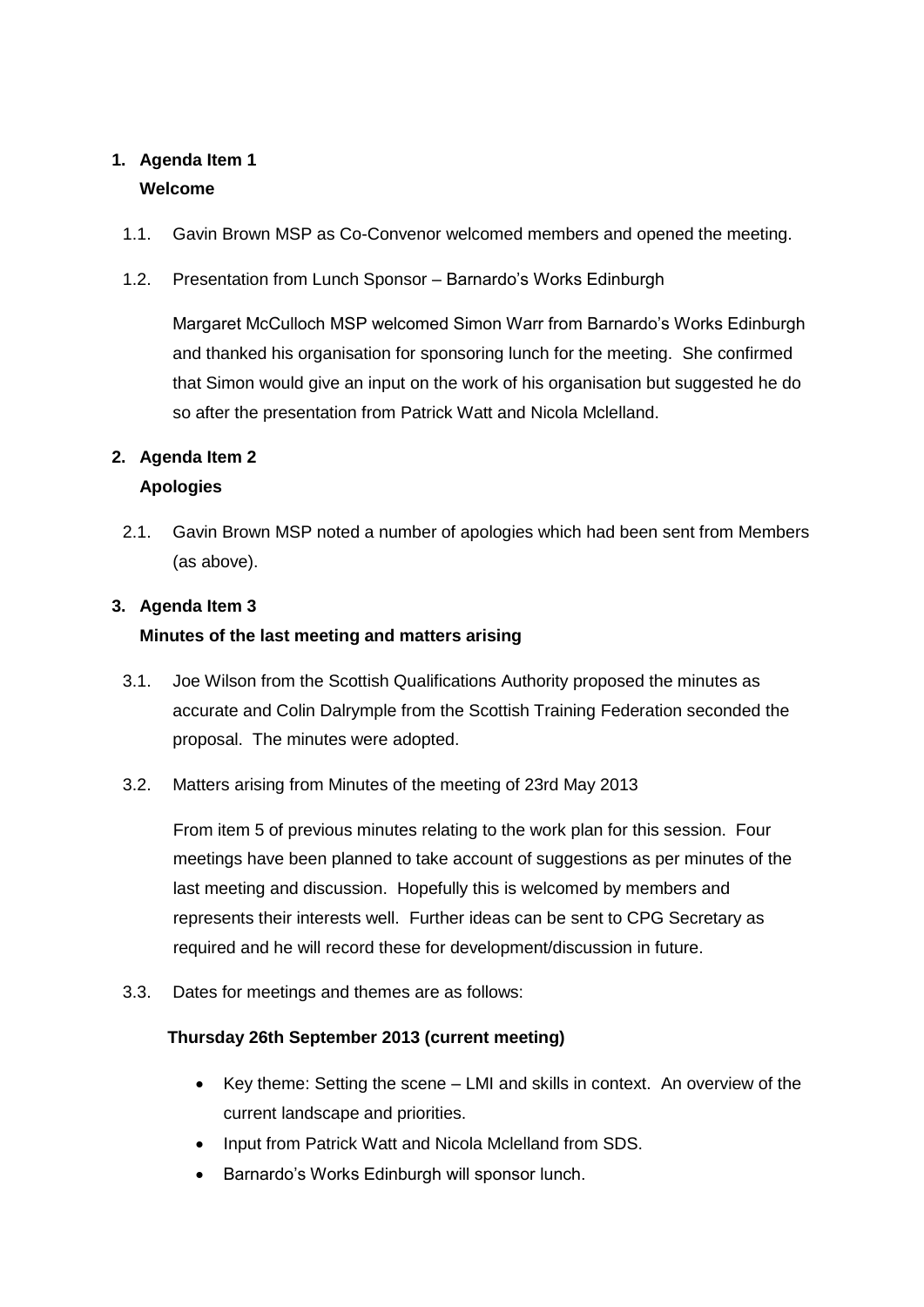1. **Agenda Item 1**
   **Welcome**

   1.1. Gavin Brown MSP as Co-Convenor welcomed members and opened the meeting.

   1.2. Presentation from Lunch Sponsor – Barnardo's Works Edinburgh

   Margaret McCulloch MSP welcomed Simon Warr from Barnardo's Works Edinburgh and thanked his organisation for sponsoring lunch for the meeting. She confirmed that Simon would give an input on the work of his organisation but suggested he do so after the presentation from Patrick Watt and Nicola Mclelland.

2. **Agenda Item 2**
   **Apologies**

   2.1. Gavin Brown MSP noted a number of apologies which had been sent from Members (as above).

3. **Agenda Item 3**
   **Minutes of the last meeting and matters arising**

   3.1. Joe Wilson from the Scottish Qualifications Authority proposed the minutes as accurate and Colin Dalrymple from the Scottish Training Federation seconded the proposal. The minutes were adopted.

   3.2. Matters arising from Minutes of the meeting of 23rd May 2013

   From item 5 of previous minutes relating to the work plan for this session. Four meetings have been planned to take account of suggestions as per minutes of the last meeting and discussion. Hopefully this is welcomed by members and represents their interests well. Further ideas can be sent to CPG Secretary as required and he will record these for development/discussion in future.

   3.3. Dates for meetings and themes are as follows:

   **Thursday 26th September 2013 (current meeting)**

   - Key theme: Setting the scene – LMI and skills in context. An overview of the current landscape and priorities.
   - Input from Patrick Watt and Nicola Mclelland from SDS.
   - Barnardo's Works Edinburgh will sponsor lunch.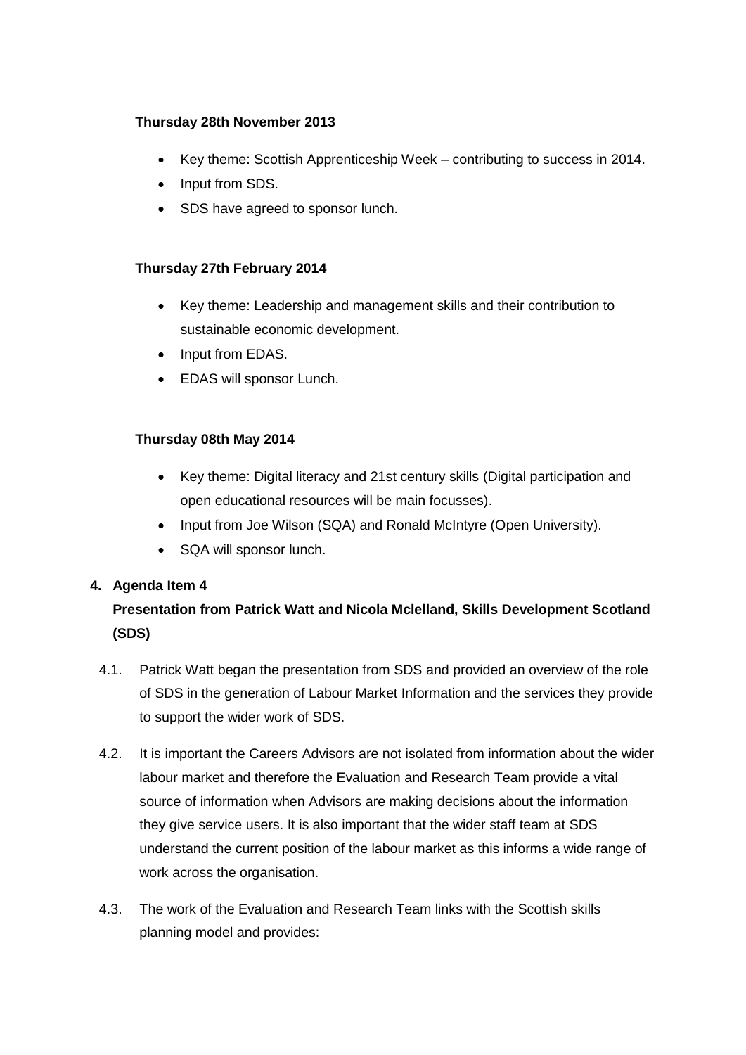**Thursday 28th November 2013**

- Key theme: Scottish Apprenticeship Week – contributing to success in 2014.
- Input from SDS.
- SDS have agreed to sponsor lunch.

**Thursday 27th February 2014**

- Key theme: Leadership and management skills and their contribution to sustainable economic development.
- Input from EDAS.
- EDAS will sponsor Lunch.

**Thursday 08th May 2014**

- Key theme: Digital literacy and 21st century skills (Digital participation and open educational resources will be main focusses).
- Input from Joe Wilson (SQA) and Ronald McIntyre (Open University).
- SQA will sponsor lunch.

**4. Agenda Item 4**

**Presentation from Patrick Watt and Nicola Mclelland, Skills Development Scotland (SDS)**

4.1. Patrick Watt began the presentation from SDS and provided an overview of the role of SDS in the generation of Labour Market Information and the services they provide to support the wider work of SDS.

4.2. It is important the Careers Advisors are not isolated from information about the wider labour market and therefore the Evaluation and Research Team provide a vital source of information when Advisors are making decisions about the information they give service users. It is also important that the wider staff team at SDS understand the current position of the labour market as this informs a wide range of work across the organisation.

4.3. The work of the Evaluation and Research Team links with the Scottish skills planning model and provides: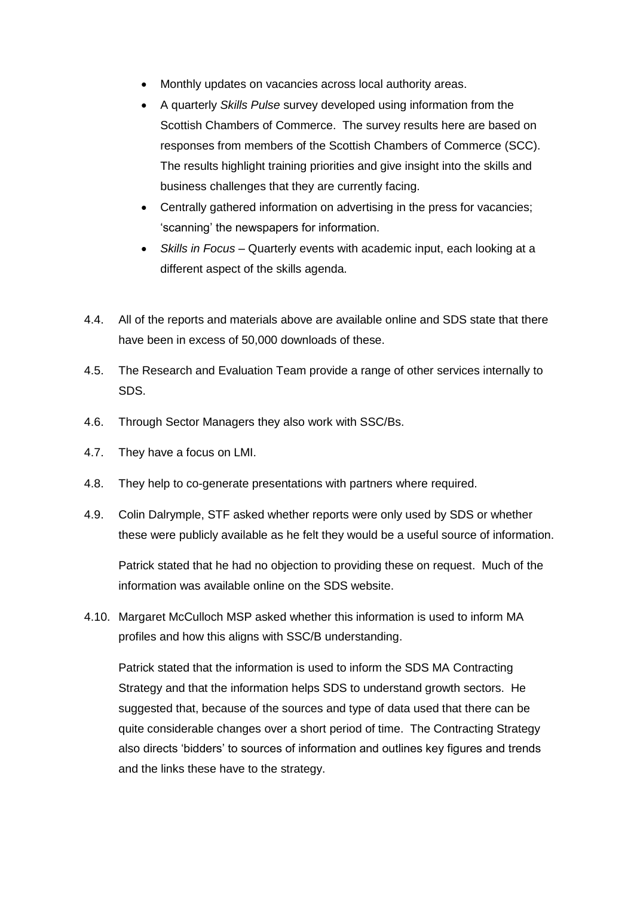- Monthly updates on vacancies across local authority areas.
- A quarterly *Skills Pulse* survey developed using information from the Scottish Chambers of Commerce. The survey results here are based on responses from members of the Scottish Chambers of Commerce (SCC). The results highlight training priorities and give insight into the skills and business challenges that they are currently facing.
- Centrally gathered information on advertising in the press for vacancies; 'scanning' the newspapers for information.
- *Skills in Focus* – Quarterly events with academic input, each looking at a different aspect of the skills agenda.

4.4. All of the reports and materials above are available online and SDS state that there have been in excess of 50,000 downloads of these.

4.5. The Research and Evaluation Team provide a range of other services internally to SDS.

4.6. Through Sector Managers they also work with SSC/Bs.

4.7. They have a focus on LMI.

4.8. They help to co-generate presentations with partners where required.

4.9. Colin Dalrymple, STF asked whether reports were only used by SDS or whether these were publicly available as he felt they would be a useful source of information.

Patrick stated that he had no objection to providing these on request. Much of the information was available online on the SDS website.

4.10. Margaret McCulloch MSP asked whether this information is used to inform MA profiles and how this aligns with SSC/B understanding.

Patrick stated that the information is used to inform the SDS MA Contracting Strategy and that the information helps SDS to understand growth sectors. He suggested that, because of the sources and type of data used that there can be quite considerable changes over a short period of time. The Contracting Strategy also directs 'bidders' to sources of information and outlines key figures and trends and the links these have to the strategy.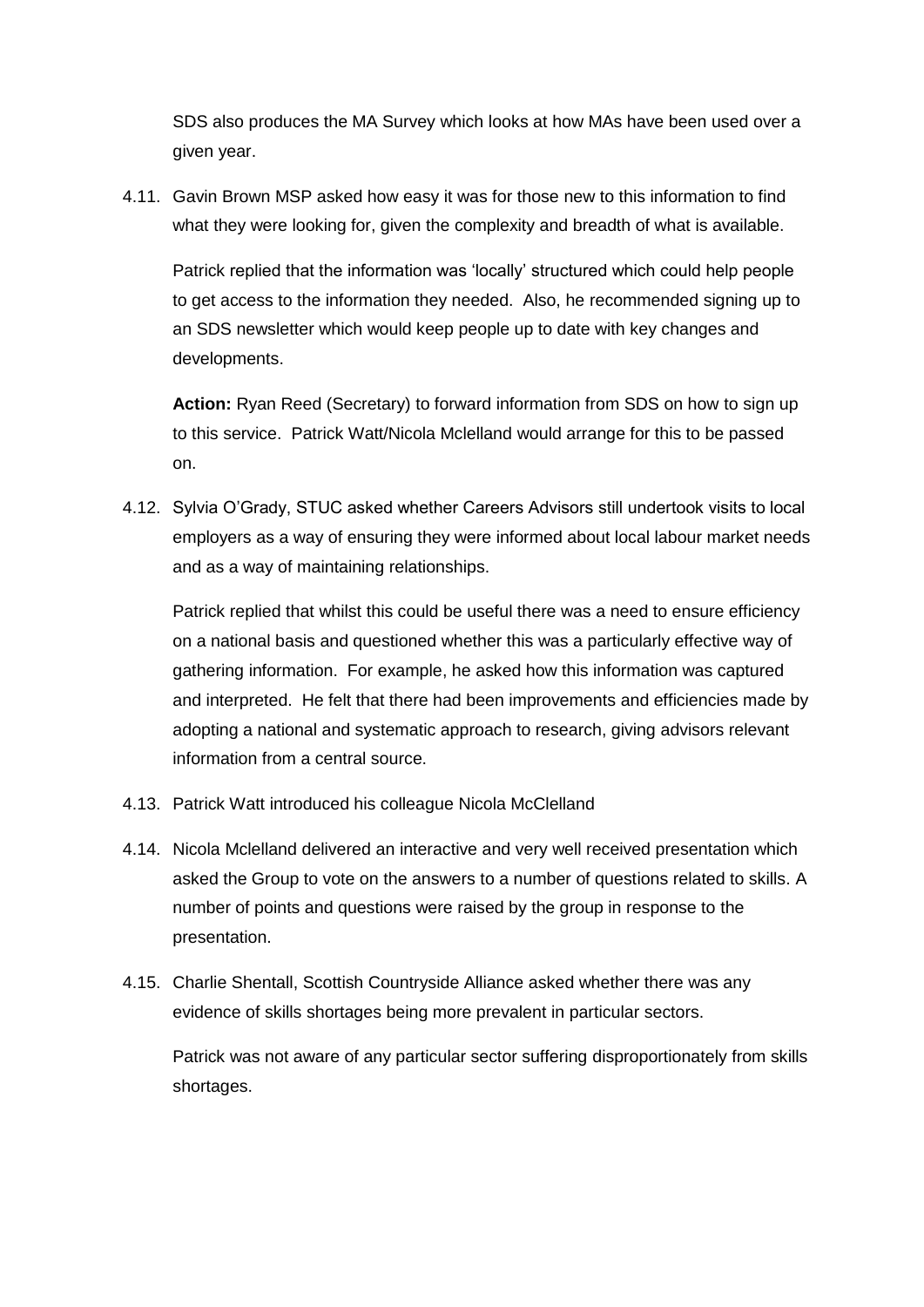SDS also produces the MA Survey which looks at how MAs have been used over a given year.

4.11. Gavin Brown MSP asked how easy it was for those new to this information to find what they were looking for, given the complexity and breadth of what is available.

Patrick replied that the information was 'locally' structured which could help people to get access to the information they needed. Also, he recommended signing up to an SDS newsletter which would keep people up to date with key changes and developments.

**Action:** Ryan Reed (Secretary) to forward information from SDS on how to sign up to this service. Patrick Watt/Nicola Mclelland would arrange for this to be passed on.

4.12. Sylvia O'Grady, STUC asked whether Careers Advisors still undertook visits to local employers as a way of ensuring they were informed about local labour market needs and as a way of maintaining relationships.

Patrick replied that whilst this could be useful there was a need to ensure efficiency on a national basis and questioned whether this was a particularly effective way of gathering information. For example, he asked how this information was captured and interpreted. He felt that there had been improvements and efficiencies made by adopting a national and systematic approach to research, giving advisors relevant information from a central source.

4.13. Patrick Watt introduced his colleague Nicola McClelland

4.14. Nicola Mclelland delivered an interactive and very well received presentation which asked the Group to vote on the answers to a number of questions related to skills. A number of points and questions were raised by the group in response to the presentation.

4.15. Charlie Shentall, Scottish Countryside Alliance asked whether there was any evidence of skills shortages being more prevalent in particular sectors.

Patrick was not aware of any particular sector suffering disproportionately from skills shortages.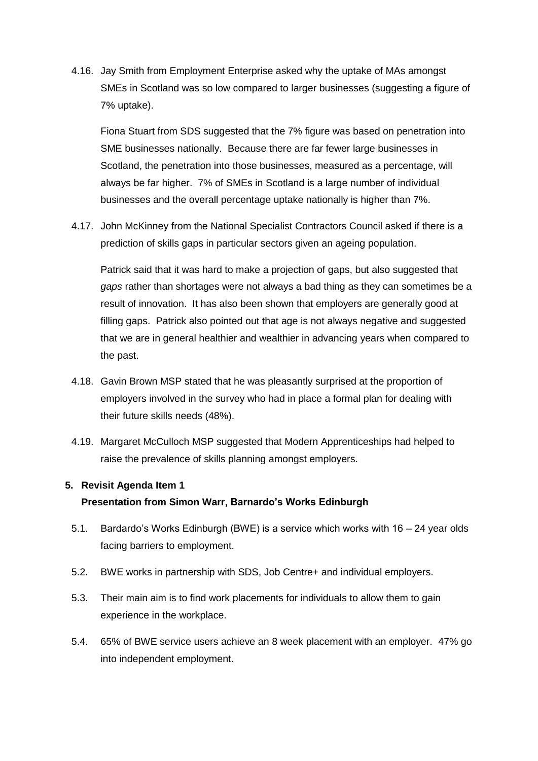4.16. Jay Smith from Employment Enterprise asked why the uptake of MAs amongst SMEs in Scotland was so low compared to larger businesses (suggesting a figure of 7% uptake).

Fiona Stuart from SDS suggested that the 7% figure was based on penetration into SME businesses nationally. Because there are far fewer large businesses in Scotland, the penetration into those businesses, measured as a percentage, will always be far higher. 7% of SMEs in Scotland is a large number of individual businesses and the overall percentage uptake nationally is higher than 7%.

4.17. John McKinney from the National Specialist Contractors Council asked if there is a prediction of skills gaps in particular sectors given an ageing population.

Patrick said that it was hard to make a projection of gaps, but also suggested that *gaps* rather than shortages were not always a bad thing as they can sometimes be a result of innovation. It has also been shown that employers are generally good at filling gaps. Patrick also pointed out that age is not always negative and suggested that we are in general healthier and wealthier in advancing years when compared to the past.

4.18. Gavin Brown MSP stated that he was pleasantly surprised at the proportion of employers involved in the survey who had in place a formal plan for dealing with their future skills needs (48%).

4.19. Margaret McCulloch MSP suggested that Modern Apprenticeships had helped to raise the prevalence of skills planning amongst employers.

**5. Revisit Agenda Item 1**
**Presentation from Simon Warr, Barnardo's Works Edinburgh**

5.1. Bardardo's Works Edinburgh (BWE) is a service which works with 16 – 24 year olds facing barriers to employment.

5.2. BWE works in partnership with SDS, Job Centre+ and individual employers.

5.3. Their main aim is to find work placements for individuals to allow them to gain experience in the workplace.

5.4. 65% of BWE service users achieve an 8 week placement with an employer. 47% go into independent employment.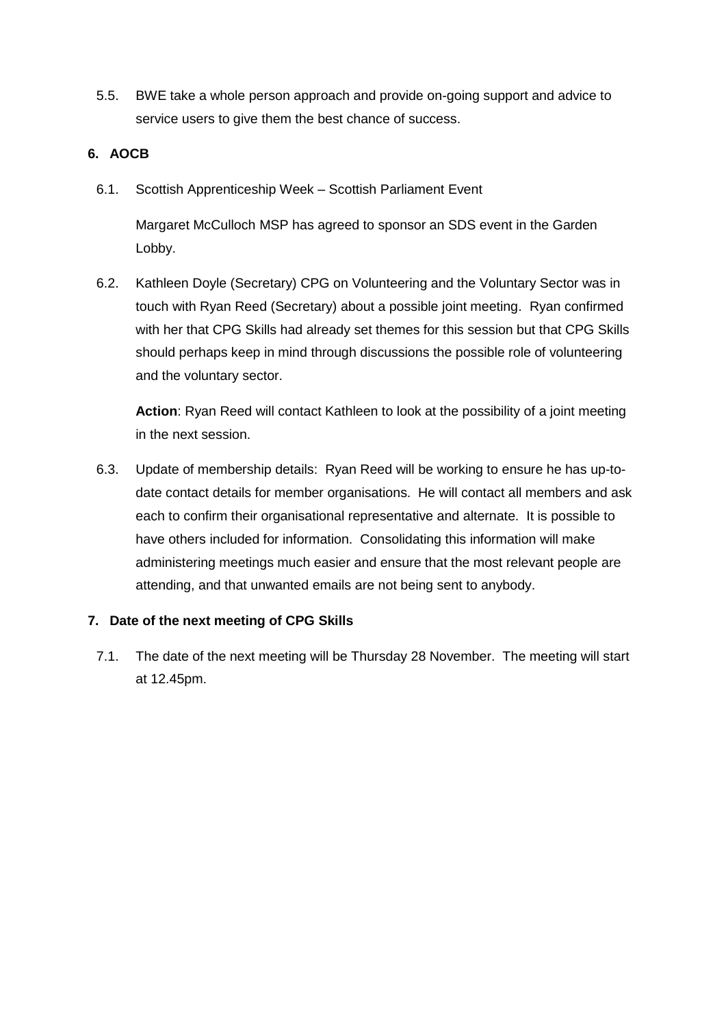5.5. BWE take a whole person approach and provide on-going support and advice to service users to give them the best chance of success.

## 6. AOCB

6.1. Scottish Apprenticeship Week – Scottish Parliament Event

Margaret McCulloch MSP has agreed to sponsor an SDS event in the Garden Lobby.

6.2. Kathleen Doyle (Secretary) CPG on Volunteering and the Voluntary Sector was in touch with Ryan Reed (Secretary) about a possible joint meeting. Ryan confirmed with her that CPG Skills had already set themes for this session but that CPG Skills should perhaps keep in mind through discussions the possible role of volunteering and the voluntary sector.

**Action**: Ryan Reed will contact Kathleen to look at the possibility of a joint meeting in the next session.

6.3. Update of membership details: Ryan Reed will be working to ensure he has up-to-date contact details for member organisations. He will contact all members and ask each to confirm their organisational representative and alternate. It is possible to have others included for information. Consolidating this information will make administering meetings much easier and ensure that the most relevant people are attending, and that unwanted emails are not being sent to anybody.

## 7. Date of the next meeting of CPG Skills

7.1. The date of the next meeting will be Thursday 28 November. The meeting will start at 12.45pm.